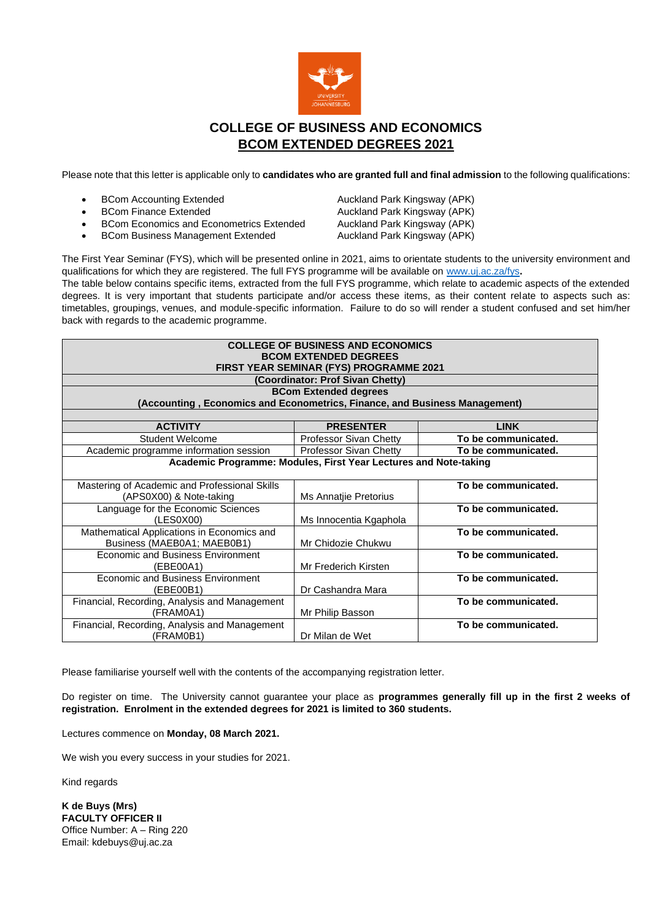# COLLEGE OF BUSINESS AND ECONOMICS

## BCOM EXTENDED DEGREES 2021

Please note that this letter is applicable only to **candidates who are granted full and final admission** to the following qualifications:

- BCom Accounting Extended — Auckland Park Kingsway (APK)
- BCom Finance Extended — Auckland Park Kingsway (APK)
- BCom Economics and Econometrics Extended — Auckland Park Kingsway (APK)
- BCom Business Management Extended — Auckland Park Kingsway (APK)

The First Year Seminar (FYS), which will be presented online in 2021, aims to orientate students to the university environment and qualifications for which they are registered. The full FYS programme will be available on www.uj.ac.za/fys**.**

The table below contains specific items, extracted from the full FYS programme, which relate to academic aspects of the extended degrees. It is very important that students participate and/or access these items, as their content relate to aspects such as: timetables, groupings, venues, and module-specific information. Failure to do so will render a student confused and set him/her back with regards to the academic programme.

| **COLLEGE OF BUSINESS AND ECONOMICS<br>BCOM EXTENDED DEGREES<br>FIRST YEAR SEMINAR (FYS) PROGRAMME 2021<br>(Coordinator: Prof Sivan Chetty)<br>BCom Extended degrees<br>(Accounting , Economics and Econometrics, Finance, and Business Management)** | | |
|---|---|---|
| **ACTIVITY** | **PRESENTER** | **LINK** |
| Student Welcome | Professor Sivan Chetty | **To be communicated.** |
| Academic programme information session | Professor Sivan Chetty | **To be communicated.** |
| **Academic Programme: Modules, First Year Lectures and Note-taking** | | |
| Mastering of Academic and Professional Skills (APS0X00) & Note-taking | Ms Annatjie Pretorius | **To be communicated.** |
| Language for the Economic Sciences (LES0X00) | Ms Innocentia Kgaphola | **To be communicated.** |
| Mathematical Applications in Economics and Business (MAEB0A1; MAEB0B1) | Mr Chidozie Chukwu | **To be communicated.** |
| Economic and Business Environment (EBE00A1) | Mr Frederich Kirsten | **To be communicated.** |
| Economic and Business Environment (EBE00B1) | Dr Cashandra Mara | **To be communicated.** |
| Financial, Recording, Analysis and Management (FRAM0A1) | Mr Philip Basson | **To be communicated.** |
| Financial, Recording, Analysis and Management (FRAM0B1) | Dr Milan de Wet | **To be communicated.** |

Please familiarise yourself well with the contents of the accompanying registration letter.

Do register on time. The University cannot guarantee your place as **programmes generally fill up in the first 2 weeks of registration. Enrolment in the extended degrees for 2021 is limited to 360 students.**

Lectures commence on **Monday, 08 March 2021.**

We wish you every success in your studies for 2021.

Kind regards

**K de Buys (Mrs)**
**FACULTY OFFICER II**
Office Number: A – Ring 220
Email: kdebuys@uj.ac.za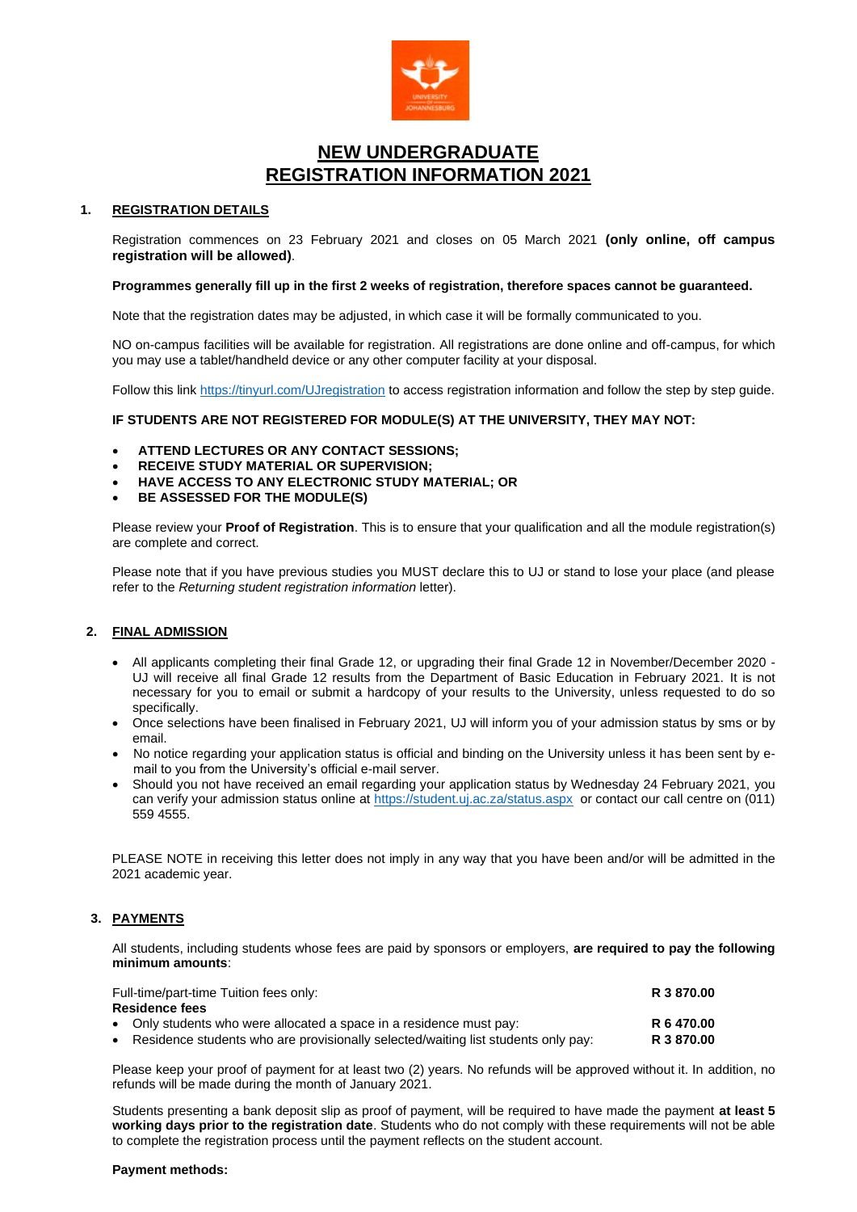# NEW UNDERGRADUATE REGISTRATION INFORMATION 2021

## 1. REGISTRATION DETAILS

Registration commences on 23 February 2021 and closes on 05 March 2021 **(only online, off campus registration will be allowed)**.

**Programmes generally fill up in the first 2 weeks of registration, therefore spaces cannot be guaranteed.**

Note that the registration dates may be adjusted, in which case it will be formally communicated to you.

NO on-campus facilities will be available for registration. All registrations are done online and off-campus, for which you may use a tablet/handheld device or any other computer facility at your disposal.

Follow this link https://tinyurl.com/UJregistration to access registration information and follow the step by step guide.

**IF STUDENTS ARE NOT REGISTERED FOR MODULE(S) AT THE UNIVERSITY, THEY MAY NOT:**

- **ATTEND LECTURES OR ANY CONTACT SESSIONS;**
- **RECEIVE STUDY MATERIAL OR SUPERVISION;**
- **HAVE ACCESS TO ANY ELECTRONIC STUDY MATERIAL; OR**
- **BE ASSESSED FOR THE MODULE(S)**

Please review your **Proof of Registration**. This is to ensure that your qualification and all the module registration(s) are complete and correct.

Please note that if you have previous studies you MUST declare this to UJ or stand to lose your place (and please refer to the *Returning student registration information* letter).

## 2. FINAL ADMISSION

- All applicants completing their final Grade 12, or upgrading their final Grade 12 in November/December 2020 - UJ will receive all final Grade 12 results from the Department of Basic Education in February 2021. It is not necessary for you to email or submit a hardcopy of your results to the University, unless requested to do so specifically.
- Once selections have been finalised in February 2021, UJ will inform you of your admission status by sms or by email.
- No notice regarding your application status is official and binding on the University unless it has been sent by e-mail to you from the University's official e-mail server.
- Should you not have received an email regarding your application status by Wednesday 24 February 2021, you can verify your admission status online at https://student.uj.ac.za/status.aspx or contact our call centre on (011) 559 4555.

PLEASE NOTE in receiving this letter does not imply in any way that you have been and/or will be admitted in the 2021 academic year.

## 3. PAYMENTS

All students, including students whose fees are paid by sponsors or employers, **are required to pay the following minimum amounts**:

| | |
|---|---|
| Full-time/part-time Tuition fees only: | **R 3 870.00** |
| **Residence fees** | |
| • Only students who were allocated a space in a residence must pay: | **R 6 470.00** |
| • Residence students who are provisionally selected/waiting list students only pay: | **R 3 870.00** |

Please keep your proof of payment for at least two (2) years. No refunds will be approved without it. In addition, no refunds will be made during the month of January 2021.

Students presenting a bank deposit slip as proof of payment, will be required to have made the payment **at least 5 working days prior to the registration date**. Students who do not comply with these requirements will not be able to complete the registration process until the payment reflects on the student account.

**Payment methods:**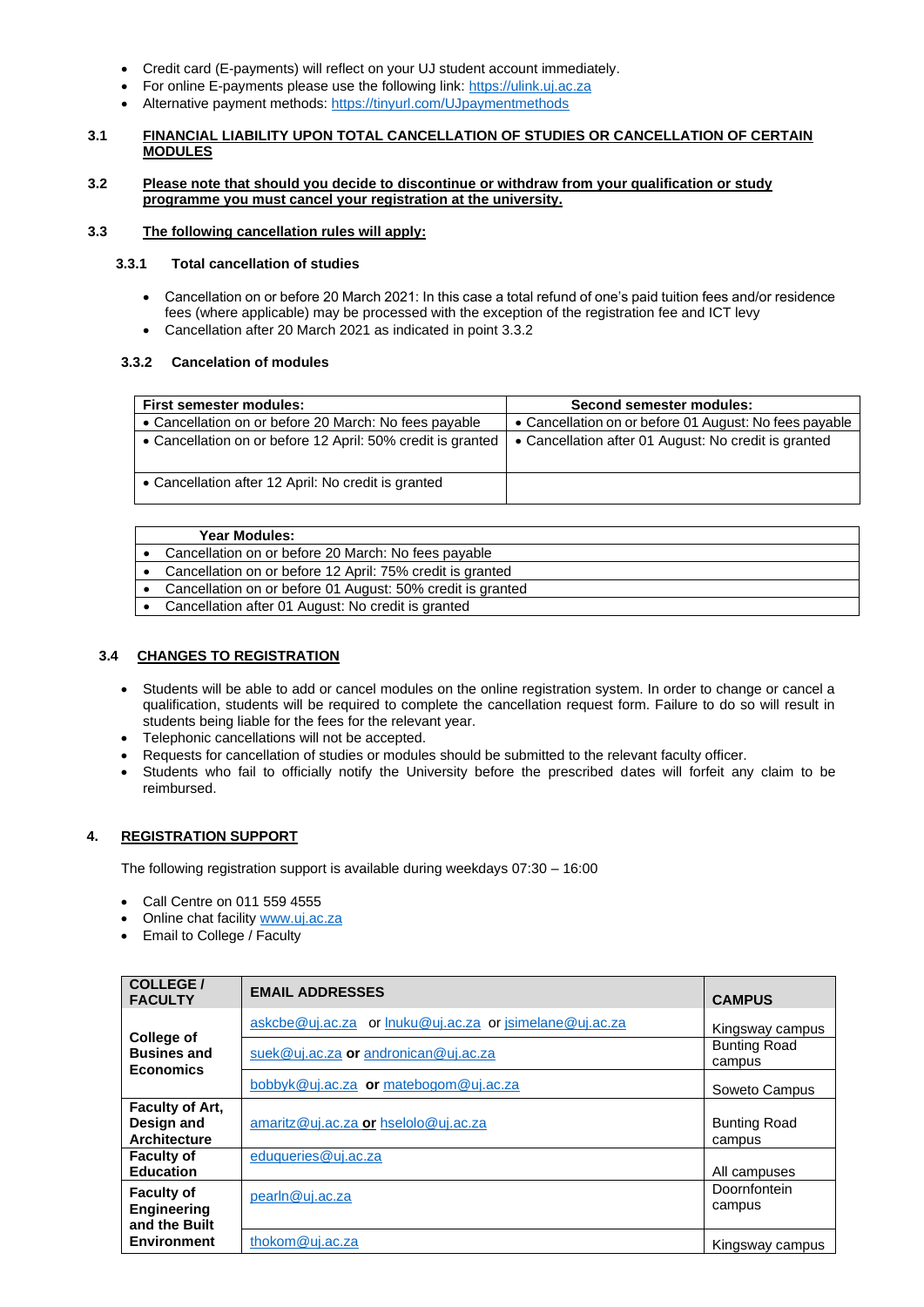- Credit card (E-payments) will reflect on your UJ student account immediately.
- For online E-payments please use the following link: https://ulink.uj.ac.za
- Alternative payment methods: https://tinyurl.com/UJpaymentmethods

**3.1 FINANCIAL LIABILITY UPON TOTAL CANCELLATION OF STUDIES OR CANCELLATION OF CERTAIN MODULES**

**3.2 Please note that should you decide to discontinue or withdraw from your qualification or study programme you must cancel your registration at the university.**

**3.3 The following cancellation rules will apply:**

**3.3.1 Total cancellation of studies**

- Cancellation on or before 20 March 2021: In this case a total refund of one's paid tuition fees and/or residence fees (where applicable) may be processed with the exception of the registration fee and ICT levy
- Cancellation after 20 March 2021 as indicated in point 3.3.2

**3.3.2 Cancelation of modules**

| First semester modules: | Second semester modules: |
|---|---|
| • Cancellation on or before 20 March: No fees payable | • Cancellation on or before 01 August: No fees payable |
| • Cancellation on or before 12 April: 50% credit is granted | • Cancellation after 01 August: No credit is granted |
| • Cancellation after 12 April: No credit is granted | |

| Year Modules: |
|---|
| • Cancellation on or before 20 March: No fees payable |
| • Cancellation on or before 12 April: 75% credit is granted |
| • Cancellation on or before 01 August: 50% credit is granted |
| • Cancellation after 01 August: No credit is granted |

**3.4 CHANGES TO REGISTRATION**

- Students will be able to add or cancel modules on the online registration system. In order to change or cancel a qualification, students will be required to complete the cancellation request form. Failure to do so will result in students being liable for the fees for the relevant year.
- Telephonic cancellations will not be accepted.
- Requests for cancellation of studies or modules should be submitted to the relevant faculty officer.
- Students who fail to officially notify the University before the prescribed dates will forfeit any claim to be reimbursed.

## 4. REGISTRATION SUPPORT

The following registration support is available during weekdays 07:30 – 16:00

- Call Centre on 011 559 4555
- Online chat facility www.uj.ac.za
- Email to College / Faculty

| COLLEGE / FACULTY | EMAIL ADDRESSES | CAMPUS |
|---|---|---|
| **College of Busines and Economics** | askcbe@uj.ac.za or lnuku@uj.ac.za or jsimelane@uj.ac.za | Kingsway campus |
| | suek@uj.ac.za **or** andronican@uj.ac.za | Bunting Road campus |
| | bobbyk@uj.ac.za **or** matebogom@uj.ac.za | Soweto Campus |
| **Faculty of Art, Design and Architecture** | amaritz@uj.ac.za **or** hselolo@uj.ac.za | Bunting Road campus |
| **Faculty of Education** | eduqueries@uj.ac.za | All campuses |
| **Faculty of Engineering and the Built Environment** | pearln@uj.ac.za | Doornfontein campus |
| | thokom@uj.ac.za | Kingsway campus |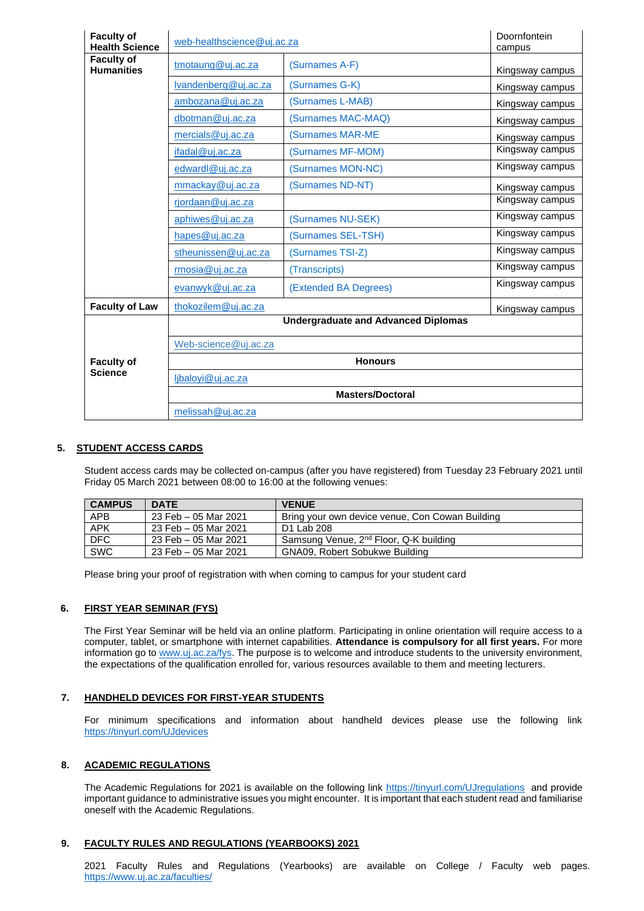| | | | |
|---|---|---|---|
| **Faculty of Health Science** | web-healthscience@uj.ac.za | | Doornfontein campus |
| **Faculty of Humanities** | tmotaung@uj.ac.za | (Surnames A-F) | Kingsway campus |
| | lvandenberg@uj.ac.za | (Surnames G-K) | Kingsway campus |
| | ambozana@uj.ac.za | (Surnames L-MAB) | Kingsway campus |
| | dbotman@uj.ac.za | (Surnames MAC-MAQ) | Kingsway campus |
| | mercials@uj.ac.za | (Surnames MAR-ME | Kingsway campus |
| | ifadal@uj.ac.za | (Surnames MF-MOM) | Kingsway campus |
| | edwardl@uj.ac.za | (Surnames MON-NC) | Kingsway campus |
| | mmackay@uj.ac.za | (Surnames ND-NT) | Kingsway campus |
| | rjordaan@uj.ac.za | | Kingsway campus |
| | aphiwes@uj.ac.za | (Surnames NU-SEK) | Kingsway campus |
| | hapes@uj.ac.za | (Surnames SEL-TSH) | Kingsway campus |
| | stheunissen@uj.ac.za | (Surnames TSI-Z) | Kingsway campus |
| | rmosia@uj.ac.za | (Transcripts) | Kingsway campus |
| | evanwyk@uj.ac.za | (Extended BA Degrees) | Kingsway campus |
| **Faculty of Law** | thokozilem@uj.ac.za | | Kingsway campus |
| **Faculty of Science** | **Undergraduate and Advanced Diplomas** | | |
| | Web-science@uj.ac.za | | |
| | **Honours** | | |
| | ljbaloyi@uj.ac.za | | |
| | **Masters/Doctoral** | | |
| | melissah@uj.ac.za | | |

**5. STUDENT ACCESS CARDS**

Student access cards may be collected on-campus (after you have registered) from Tuesday 23 February 2021 until Friday 05 March 2021 between 08:00 to 16:00 at the following venues:

| CAMPUS | DATE | VENUE |
|---|---|---|
| APB | 23 Feb – 05 Mar 2021 | Bring your own device venue, Con Cowan Building |
| APK | 23 Feb – 05 Mar 2021 | D1 Lab 208 |
| DFC | 23 Feb – 05 Mar 2021 | Samsung Venue, 2nd Floor, Q-K building |
| SWC | 23 Feb – 05 Mar 2021 | GNA09, Robert Sobukwe Building |

Please bring your proof of registration with when coming to campus for your student card

**6. FIRST YEAR SEMINAR (FYS)**

The First Year Seminar will be held via an online platform. Participating in online orientation will require access to a computer, tablet, or smartphone with internet capabilities. **Attendance is compulsory for all first years.** For more information go to www.uj.ac.za/fys. The purpose is to welcome and introduce students to the university environment, the expectations of the qualification enrolled for, various resources available to them and meeting lecturers.

**7. HANDHELD DEVICES FOR FIRST-YEAR STUDENTS**

For minimum specifications and information about handheld devices please use the following link https://tinyurl.com/UJdevices

**8. ACADEMIC REGULATIONS**

The Academic Regulations for 2021 is available on the following link https://tinyurl.com/UJregulations and provide important guidance to administrative issues you might encounter. It is important that each student read and familiarise oneself with the Academic Regulations.

**9. FACULTY RULES AND REGULATIONS (YEARBOOKS) 2021**

2021 Faculty Rules and Regulations (Yearbooks) are available on College / Faculty web pages. https://www.uj.ac.za/faculties/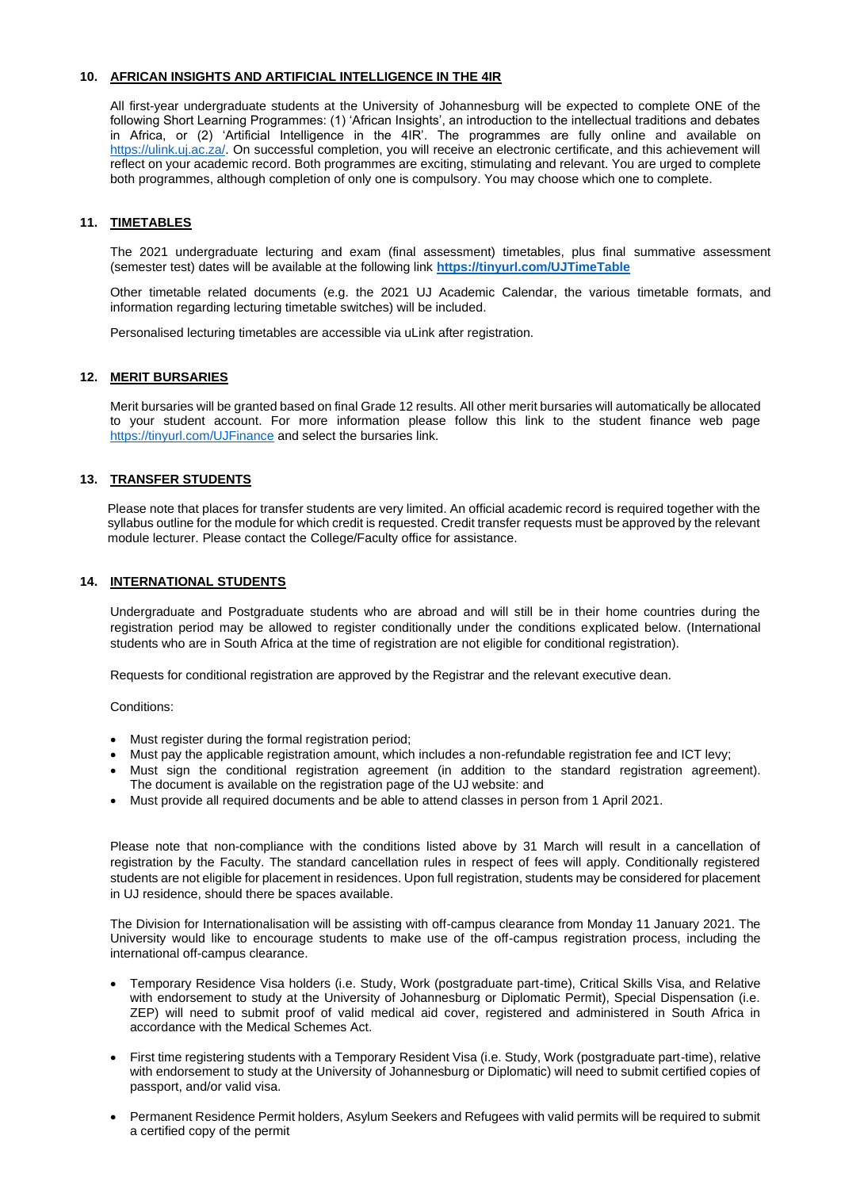## 10. AFRICAN INSIGHTS AND ARTIFICIAL INTELLIGENCE IN THE 4IR

All first-year undergraduate students at the University of Johannesburg will be expected to complete ONE of the following Short Learning Programmes: (1) 'African Insights', an introduction to the intellectual traditions and debates in Africa, or (2) 'Artificial Intelligence in the 4IR'. The programmes are fully online and available on https://ulink.uj.ac.za/. On successful completion, you will receive an electronic certificate, and this achievement will reflect on your academic record. Both programmes are exciting, stimulating and relevant. You are urged to complete both programmes, although completion of only one is compulsory. You may choose which one to complete.

## 11. TIMETABLES

The 2021 undergraduate lecturing and exam (final assessment) timetables, plus final summative assessment (semester test) dates will be available at the following link **https://tinyurl.com/UJTimeTable**

Other timetable related documents (e.g. the 2021 UJ Academic Calendar, the various timetable formats, and information regarding lecturing timetable switches) will be included.

Personalised lecturing timetables are accessible via uLink after registration.

## 12. MERIT BURSARIES

Merit bursaries will be granted based on final Grade 12 results. All other merit bursaries will automatically be allocated to your student account. For more information please follow this link to the student finance web page https://tinyurl.com/UJFinance and select the bursaries link.

## 13. TRANSFER STUDENTS

Please note that places for transfer students are very limited. An official academic record is required together with the syllabus outline for the module for which credit is requested. Credit transfer requests must be approved by the relevant module lecturer. Please contact the College/Faculty office for assistance.

## 14. INTERNATIONAL STUDENTS

Undergraduate and Postgraduate students who are abroad and will still be in their home countries during the registration period may be allowed to register conditionally under the conditions explicated below. (International students who are in South Africa at the time of registration are not eligible for conditional registration).

Requests for conditional registration are approved by the Registrar and the relevant executive dean.

Conditions:

- Must register during the formal registration period;
- Must pay the applicable registration amount, which includes a non-refundable registration fee and ICT levy;
- Must sign the conditional registration agreement (in addition to the standard registration agreement). The document is available on the registration page of the UJ website: and
- Must provide all required documents and be able to attend classes in person from 1 April 2021.

Please note that non-compliance with the conditions listed above by 31 March will result in a cancellation of registration by the Faculty. The standard cancellation rules in respect of fees will apply. Conditionally registered students are not eligible for placement in residences. Upon full registration, students may be considered for placement in UJ residence, should there be spaces available.

The Division for Internationalisation will be assisting with off-campus clearance from Monday 11 January 2021. The University would like to encourage students to make use of the off-campus registration process, including the international off-campus clearance.

- Temporary Residence Visa holders (i.e. Study, Work (postgraduate part-time), Critical Skills Visa, and Relative with endorsement to study at the University of Johannesburg or Diplomatic Permit), Special Dispensation (i.e. ZEP) will need to submit proof of valid medical aid cover, registered and administered in South Africa in accordance with the Medical Schemes Act.

- First time registering students with a Temporary Resident Visa (i.e. Study, Work (postgraduate part-time), relative with endorsement to study at the University of Johannesburg or Diplomatic) will need to submit certified copies of passport, and/or valid visa.

- Permanent Residence Permit holders, Asylum Seekers and Refugees with valid permits will be required to submit a certified copy of the permit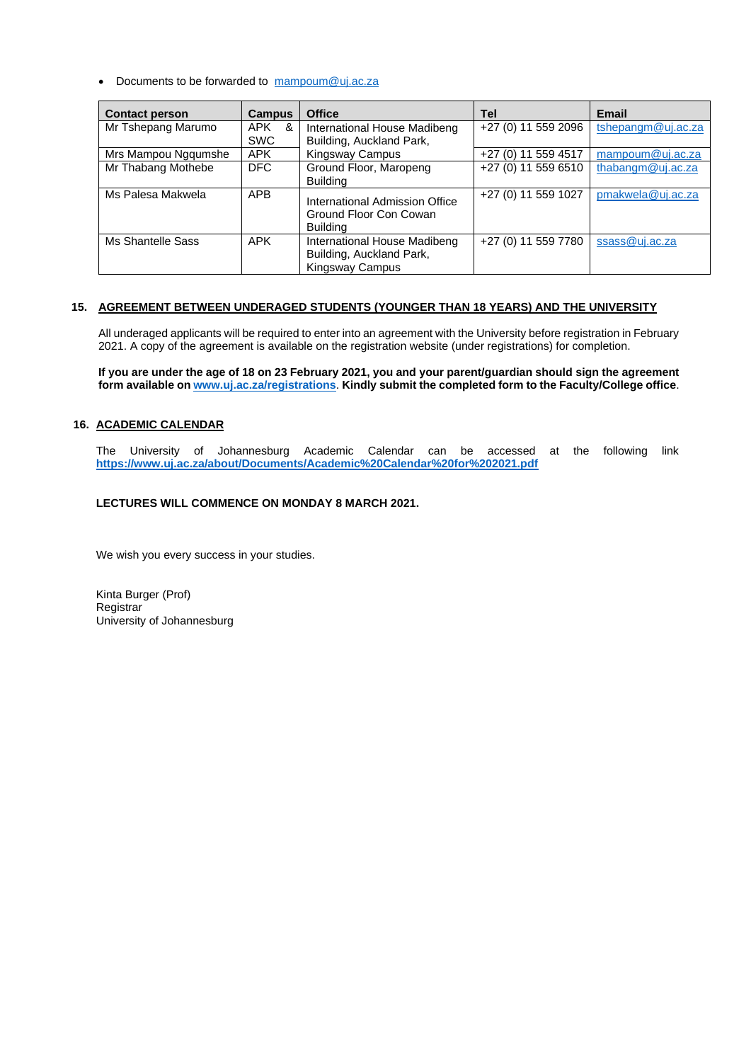- Documents to be forwarded to mampoum@uj.ac.za

| Contact person | Campus | Office | Tel | Email |
|---|---|---|---|---|
| Mr Tshepang Marumo | APK & SWC | International House Madibeng Building, Auckland Park, | +27 (0) 11 559 2096 | tshepangm@uj.ac.za |
| Mrs Mampou Ngqumshe | APK | Kingsway Campus | +27 (0) 11 559 4517 | mampoum@uj.ac.za |
| Mr Thabang Mothebe | DFC | Ground Floor, Maropeng Building | +27 (0) 11 559 6510 | thabangm@uj.ac.za |
| Ms Palesa Makwela | APB | International Admission Office Ground Floor Con Cowan Building | +27 (0) 11 559 1027 | pmakwela@uj.ac.za |
| Ms Shantelle Sass | APK | International House Madibeng Building, Auckland Park, Kingsway Campus | +27 (0) 11 559 7780 | ssass@uj.ac.za |

## 15. AGREEMENT BETWEEN UNDERAGED STUDENTS (YOUNGER THAN 18 YEARS) AND THE UNIVERSITY

All underaged applicants will be required to enter into an agreement with the University before registration in February 2021. A copy of the agreement is available on the registration website (under registrations) for completion.

**If you are under the age of 18 on 23 February 2021, you and your parent/guardian should sign the agreement form available on www.uj.ac.za/registrations. Kindly submit the completed form to the Faculty/College office**.

## 16. ACADEMIC CALENDAR

The University of Johannesburg Academic Calendar can be accessed at the following link **https://www.uj.ac.za/about/Documents/Academic%20Calendar%20for%202021.pdf**

**LECTURES WILL COMMENCE ON MONDAY 8 MARCH 2021.**

We wish you every success in your studies.

Kinta Burger (Prof)
Registrar
University of Johannesburg